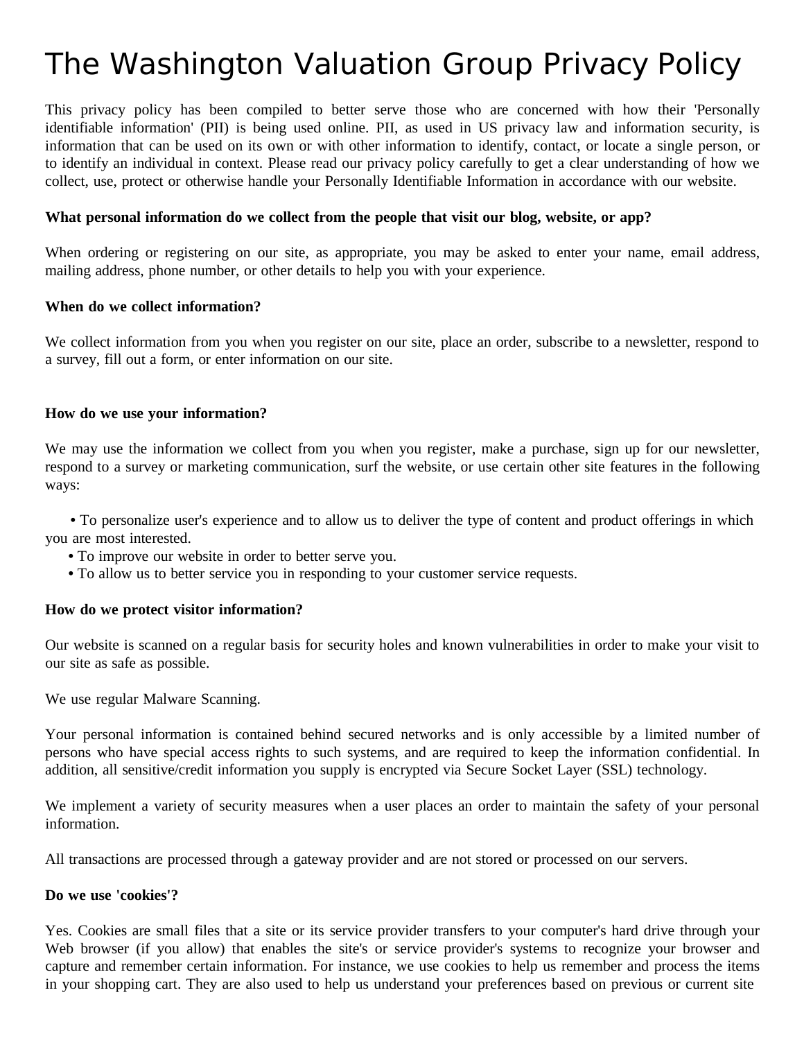# The Washington Valuation Group Privacy Policy

This privacy policy has been compiled to better serve those who are concerned with how their 'Personally identifiable information' (PII) is being used online. PII, as used in US privacy law and information security, is information that can be used on its own or with other information to identify, contact, or locate a single person, or to identify an individual in context. Please read our privacy policy carefully to get a clear understanding of how we collect, use, protect or otherwise handle your Personally Identifiable Information in accordance with our website.

**What personal information do we collect from the people that visit our blog, website, or app?**

When ordering or registering on our site, as appropriate, you may be asked to enter your name, email address, mailing address, phone number, or other details to help you with your experience.

**When do we collect information?**

We collect information from you when you register on our site, place an order, subscribe to a newsletter, respond to a survey, fill out a form, or enter information on our site.

**How do we use your information?**

We may use the information we collect from you when you register, make a purchase, sign up for our newsletter, respond to a survey or marketing communication, surf the website, or use certain other site features in the following ways:

- To personalize user's experience and to allow us to deliver the type of content and product offerings in which you are most interested.
- To improve our website in order to better serve you.
- To allow us to better service you in responding to your customer service requests.

**How do we protect visitor information?**

Our website is scanned on a regular basis for security holes and known vulnerabilities in order to make your visit to our site as safe as possible.

We use regular Malware Scanning.

Your personal information is contained behind secured networks and is only accessible by a limited number of persons who have special access rights to such systems, and are required to keep the information confidential. In addition, all sensitive/credit information you supply is encrypted via Secure Socket Layer (SSL) technology.

We implement a variety of security measures when a user places an order to maintain the safety of your personal information.

All transactions are processed through a gateway provider and are not stored or processed on our servers.

**Do we use 'cookies'?**

Yes. Cookies are small files that a site or its service provider transfers to your computer's hard drive through your Web browser (if you allow) that enables the site's or service provider's systems to recognize your browser and capture and remember certain information. For instance, we use cookies to help us remember and process the items in your shopping cart. They are also used to help us understand your preferences based on previous or current site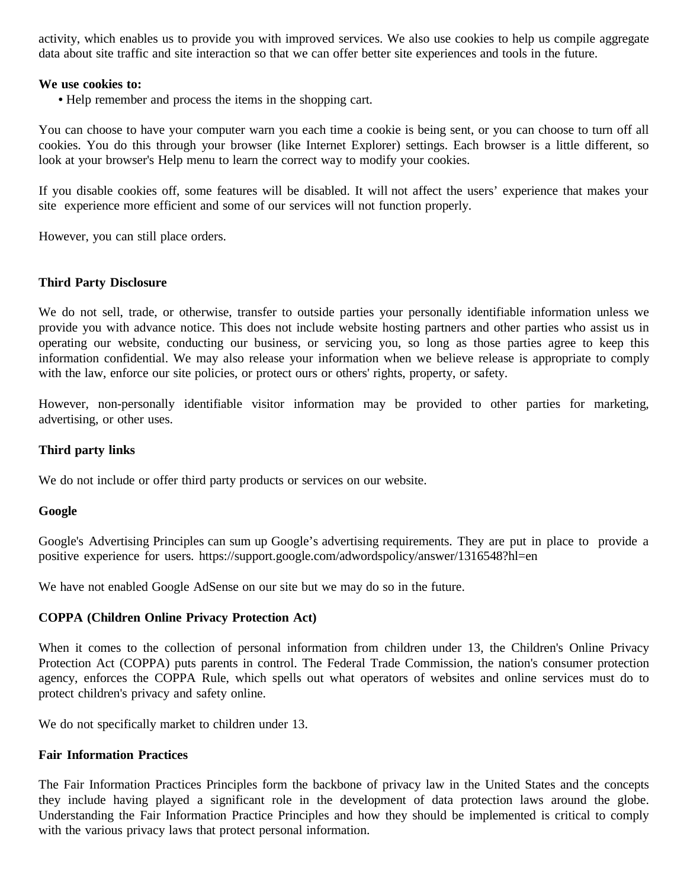activity, which enables us to provide you with improved services. We also use cookies to help us compile aggregate data about site traffic and site interaction so that we can offer better site experiences and tools in the future.

**We use cookies to:**

- Help remember and process the items in the shopping cart.

You can choose to have your computer warn you each time a cookie is being sent, or you can choose to turn off all cookies. You do this through your browser (like Internet Explorer) settings. Each browser is a little different, so look at your browser's Help menu to learn the correct way to modify your cookies.

If you disable cookies off, some features will be disabled. It will not affect the users' experience that makes your site experience more efficient and some of our services will not function properly.

However, you can still place orders.

**Third Party Disclosure**

We do not sell, trade, or otherwise, transfer to outside parties your personally identifiable information unless we provide you with advance notice. This does not include website hosting partners and other parties who assist us in operating our website, conducting our business, or servicing you, so long as those parties agree to keep this information confidential. We may also release your information when we believe release is appropriate to comply with the law, enforce our site policies, or protect ours or others' rights, property, or safety.

However, non-personally identifiable visitor information may be provided to other parties for marketing, advertising, or other uses.

**Third party links**

We do not include or offer third party products or services on our website.

**Google**

Google's Advertising Principles can sum up Google's advertising requirements. They are put in place to provide a positive experience for users. https://support.google.com/adwordspolicy/answer/1316548?hl=en

We have not enabled Google AdSense on our site but we may do so in the future.

**COPPA (Children Online Privacy Protection Act)**

When it comes to the collection of personal information from children under 13, the Children's Online Privacy Protection Act (COPPA) puts parents in control. The Federal Trade Commission, the nation's consumer protection agency, enforces the COPPA Rule, which spells out what operators of websites and online services must do to protect children's privacy and safety online.

We do not specifically market to children under 13.

**Fair Information Practices**

The Fair Information Practices Principles form the backbone of privacy law in the United States and the concepts they include having played a significant role in the development of data protection laws around the globe. Understanding the Fair Information Practice Principles and how they should be implemented is critical to comply with the various privacy laws that protect personal information.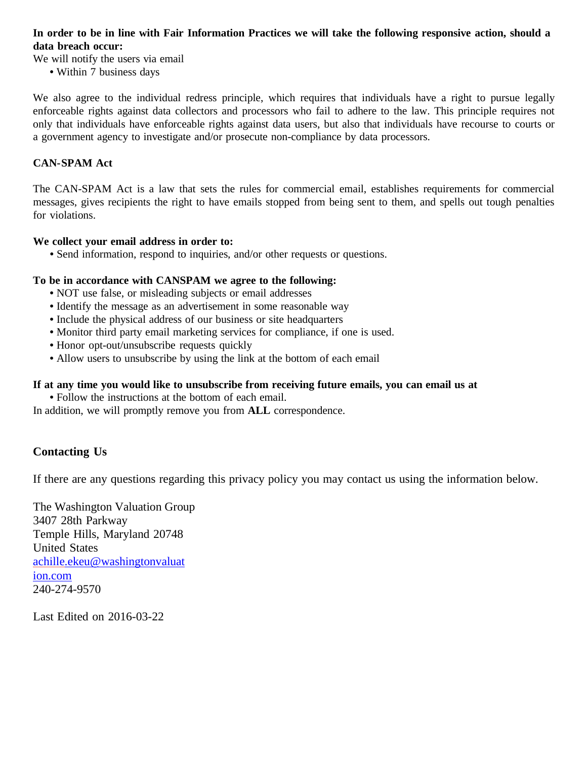**In order to be in line with Fair Information Practices we will take the following responsive action, should a data breach occur:**

We will notify the users via email

- Within 7 business days

We also agree to the individual redress principle, which requires that individuals have a right to pursue legally enforceable rights against data collectors and processors who fail to adhere to the law. This principle requires not only that individuals have enforceable rights against data users, but also that individuals have recourse to courts or a government agency to investigate and/or prosecute non-compliance by data processors.

**CAN-SPAM Act**

The CAN-SPAM Act is a law that sets the rules for commercial email, establishes requirements for commercial messages, gives recipients the right to have emails stopped from being sent to them, and spells out tough penalties for violations.

**We collect your email address in order to:**

- Send information, respond to inquiries, and/or other requests or questions.

**To be in accordance with CANSPAM we agree to the following:**

- NOT use false, or misleading subjects or email addresses
- Identify the message as an advertisement in some reasonable way
- Include the physical address of our business or site headquarters
- Monitor third party email marketing services for compliance, if one is used.
- Honor opt-out/unsubscribe requests quickly
- Allow users to unsubscribe by using the link at the bottom of each email

**If at any time you would like to unsubscribe from receiving future emails, you can email us at**

- Follow the instructions at the bottom of each email.

In addition, we will promptly remove you from **ALL** correspondence.

## Contacting Us

If there are any questions regarding this privacy policy you may contact us using the information below.

The Washington Valuation Group
3407 28th Parkway
Temple Hills, Maryland 20748
United States
achille.ekeu@washingtonvaluation.com
240-274-9570

Last Edited on 2016-03-22